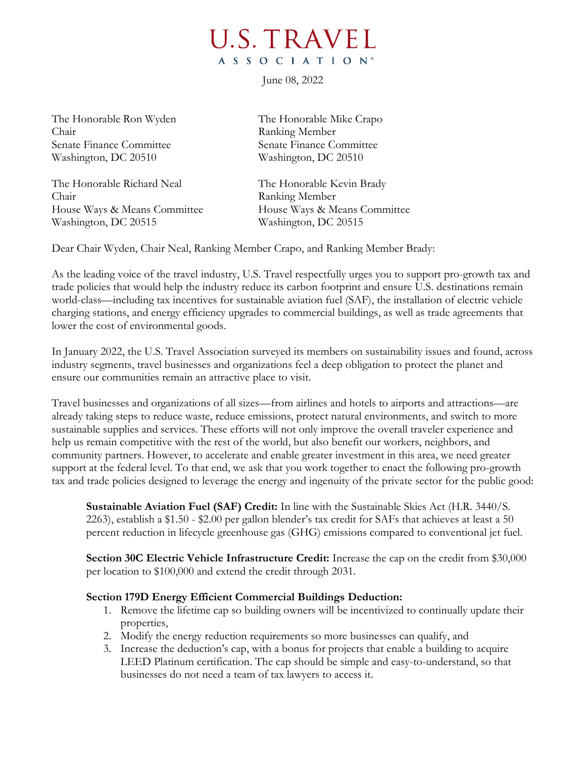# U.S. TRAVEL ASSOCIATION

June 08, 2022

The Honorable Ron Wyden
Chair
Senate Finance Committee
Washington, DC 20510

The Honorable Mike Crapo
Ranking Member
Senate Finance Committee
Washington, DC 20510

The Honorable Richard Neal
Chair
House Ways & Means Committee
Washington, DC 20515

The Honorable Kevin Brady
Ranking Member
House Ways & Means Committee
Washington, DC 20515

Dear Chair Wyden, Chair Neal, Ranking Member Crapo, and Ranking Member Brady:

As the leading voice of the travel industry, U.S. Travel respectfully urges you to support pro-growth tax and trade policies that would help the industry reduce its carbon footprint and ensure U.S. destinations remain world-class—including tax incentives for sustainable aviation fuel (SAF), the installation of electric vehicle charging stations, and energy efficiency upgrades to commercial buildings, as well as trade agreements that lower the cost of environmental goods.

In January 2022, the U.S. Travel Association surveyed its members on sustainability issues and found, across industry segments, travel businesses and organizations feel a deep obligation to protect the planet and ensure our communities remain an attractive place to visit.

Travel businesses and organizations of all sizes—from airlines and hotels to airports and attractions—are already taking steps to reduce waste, reduce emissions, protect natural environments, and switch to more sustainable supplies and services. These efforts will not only improve the overall traveler experience and help us remain competitive with the rest of the world, but also benefit our workers, neighbors, and community partners. However, to accelerate and enable greater investment in this area, we need greater support at the federal level. To that end, we ask that you work together to enact the following pro-growth tax and trade policies designed to leverage the energy and ingenuity of the private sector for the public good:

**Sustainable Aviation Fuel (SAF) Credit:** In line with the Sustainable Skies Act (H.R. 3440/S. 2263), establish a $1.50 - $2.00 per gallon blender's tax credit for SAFs that achieves at least a 50 percent reduction in lifecycle greenhouse gas (GHG) emissions compared to conventional jet fuel.

**Section 30C Electric Vehicle Infrastructure Credit:** Increase the cap on the credit from $30,000 per location to $100,000 and extend the credit through 2031.

**Section 179D Energy Efficient Commercial Buildings Deduction:**

1. Remove the lifetime cap so building owners will be incentivized to continually update their properties,
2. Modify the energy reduction requirements so more businesses can qualify, and
3. Increase the deduction's cap, with a bonus for projects that enable a building to acquire LEED Platinum certification. The cap should be simple and easy-to-understand, so that businesses do not need a team of tax lawyers to access it.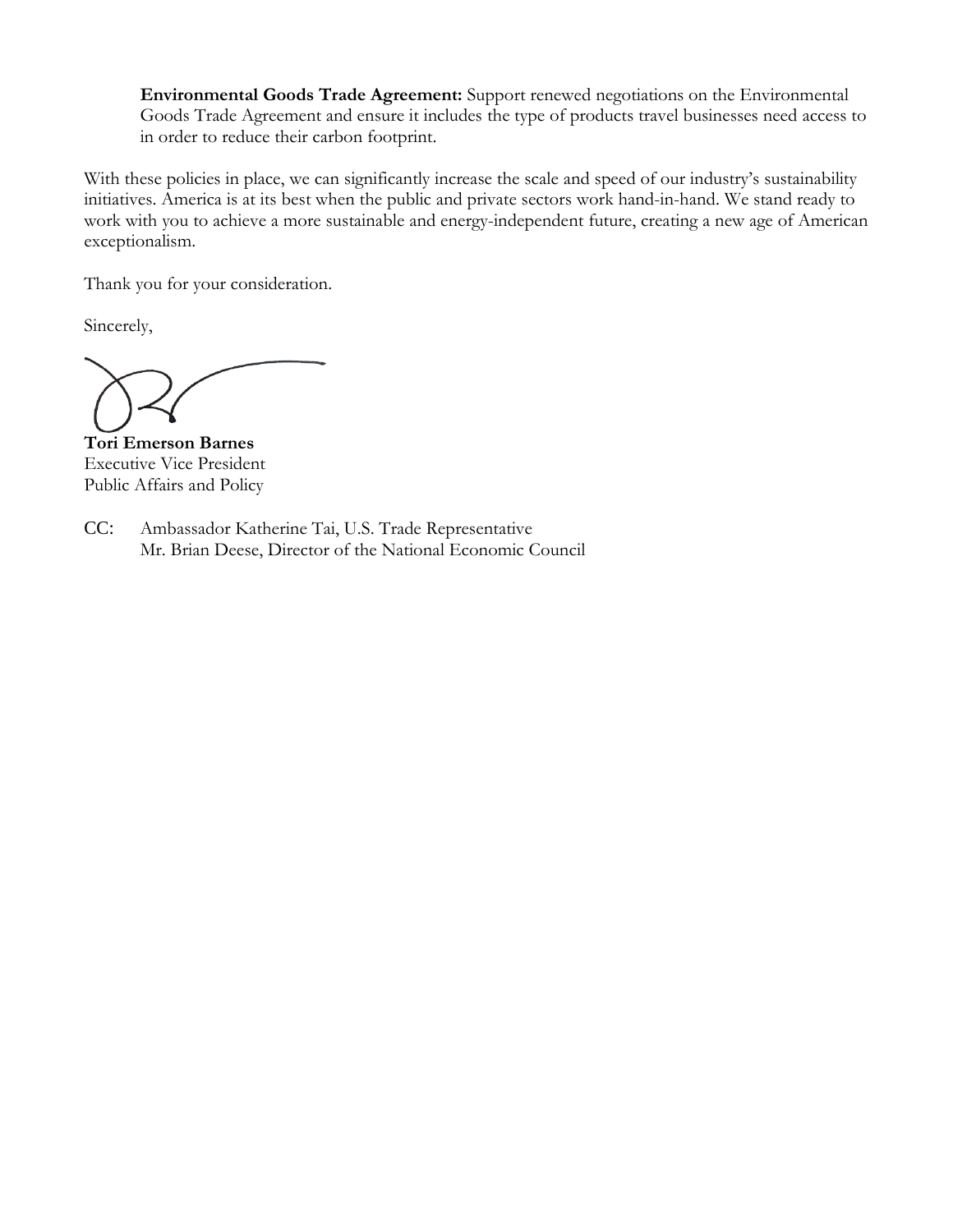**Environmental Goods Trade Agreement:** Support renewed negotiations on the Environmental Goods Trade Agreement and ensure it includes the type of products travel businesses need access to in order to reduce their carbon footprint.

With these policies in place, we can significantly increase the scale and speed of our industry's sustainability initiatives. America is at its best when the public and private sectors work hand-in-hand. We stand ready to work with you to achieve a more sustainable and energy-independent future, creating a new age of American exceptionalism.

Thank you for your consideration.

Sincerely,

**Tori Emerson Barnes**
Executive Vice President
Public Affairs and Policy

CC: Ambassador Katherine Tai, U.S. Trade Representative
Mr. Brian Deese, Director of the National Economic Council